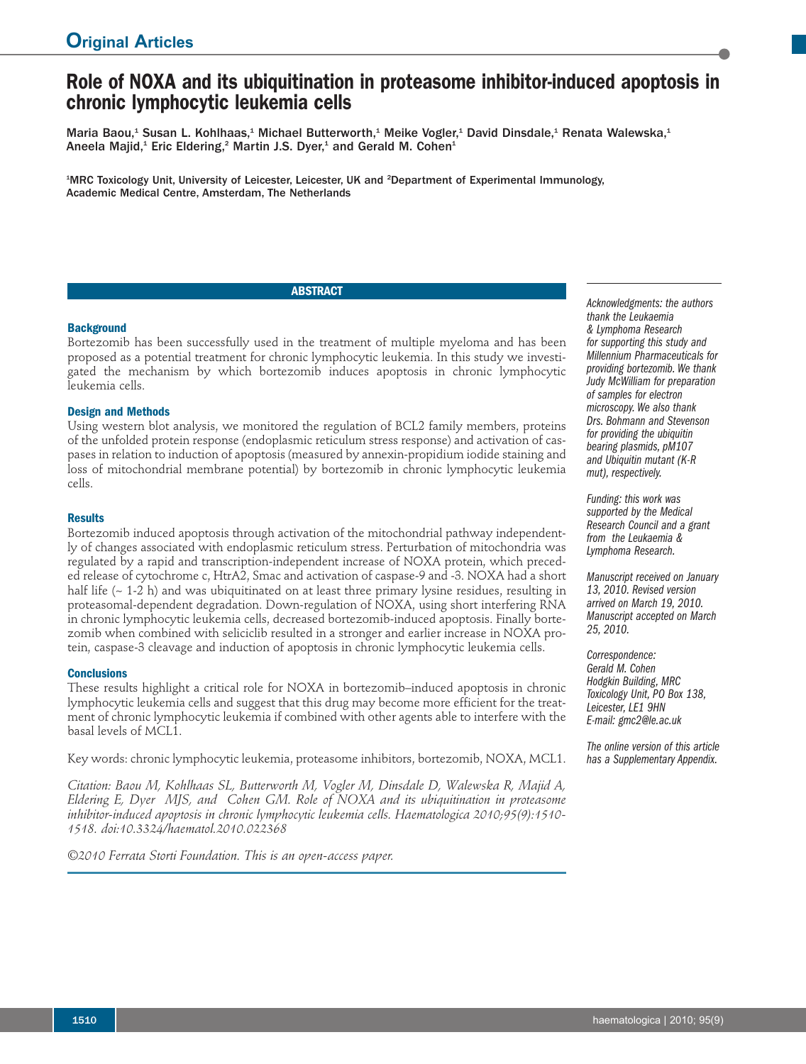# Role of NOXA and its ubiquitination in proteasome inhibitor-induced apoptosis in chronic lymphocytic leukemia cells

Maria Baou,[1] Susan L. Kohlhaas,[1] Michael Butterworth,[1] Meike Vogler,[1] David Dinsdale,[1] Renata Walewska,[1] Aneela Majid,[1] Eric Eldering,[2] Martin J.S. Dyer,[1] and Gerald M. Cohen[1]

[1]MRC Toxicology Unit, University of Leicester, Leicester, UK and [2]Department of Experimental Immunology, Academic Medical Centre, Amsterdam, The Netherlands

## ABSTRACT

### Background

Bortezomib has been successfully used in the treatment of multiple myeloma and has been proposed as a potential treatment for chronic lymphocytic leukemia. In this study we investigated the mechanism by which bortezomib induces apoptosis in chronic lymphocytic leukemia cells.

### Design and Methods

Using western blot analysis, we monitored the regulation of BCL2 family members, proteins of the unfolded protein response (endoplasmic reticulum stress response) and activation of caspases in relation to induction of apoptosis (measured by annexin-propidium iodide staining and loss of mitochondrial membrane potential) by bortezomib in chronic lymphocytic leukemia cells.

### Results

Bortezomib induced apoptosis through activation of the mitochondrial pathway independently of changes associated with endoplasmic reticulum stress. Perturbation of mitochondria was regulated by a rapid and transcription-independent increase of NOXA protein, which preceded release of cytochrome c, HtrA2, Smac and activation of caspase-9 and -3. NOXA had a short half life (~ 1-2 h) and was ubiquitinated on at least three primary lysine residues, resulting in proteasomal-dependent degradation. Down-regulation of NOXA, using short interfering RNA in chronic lymphocytic leukemia cells, decreased bortezomib-induced apoptosis. Finally bortezomib when combined with seliciclib resulted in a stronger and earlier increase in NOXA protein, caspase-3 cleavage and induction of apoptosis in chronic lymphocytic leukemia cells.

### Conclusions

These results highlight a critical role for NOXA in bortezomib–induced apoptosis in chronic lymphocytic leukemia cells and suggest that this drug may become more efficient for the treatment of chronic lymphocytic leukemia if combined with other agents able to interfere with the basal levels of MCL1.

Key words: chronic lymphocytic leukemia, proteasome inhibitors, bortezomib, NOXA, MCL1.

*Citation: Baou M, Kohlhaas SL, Butterworth M, Vogler M, Dinsdale D, Walewska R, Majid A, Eldering E, Dyer MJS, and Cohen GM. Role of NOXA and its ubiquitination in proteasome inhibitor-induced apoptosis in chronic lymphocytic leukemia cells. Haematologica 2010;95(9):1510-1518. doi:10.3324/haematol.2010.022368*

*©2010 Ferrata Storti Foundation. This is an open-access paper.*

*Acknowledgments: the authors thank the Leukaemia & Lymphoma Research for supporting this study and Millennium Pharmaceuticals for providing bortezomib. We thank Judy McWilliam for preparation of samples for electron microscopy. We also thank Drs. Bohmann and Stevenson for providing the ubiquitin bearing plasmids, pM107 and Ubiquitin mutant (K-R mut), respectively.*

*Funding: this work was supported by the Medical Research Council and a grant from the Leukaemia & Lymphoma Research.*

*Manuscript received on January 13, 2010. Revised version arrived on March 19, 2010. Manuscript accepted on March 25, 2010.*

*Correspondence: Gerald M. Cohen Hodgkin Building, MRC Toxicology Unit, PO Box 138, Leicester, LE1 9HN E-mail: gmc2@le.ac.uk*

*The online version of this article has a Supplementary Appendix.*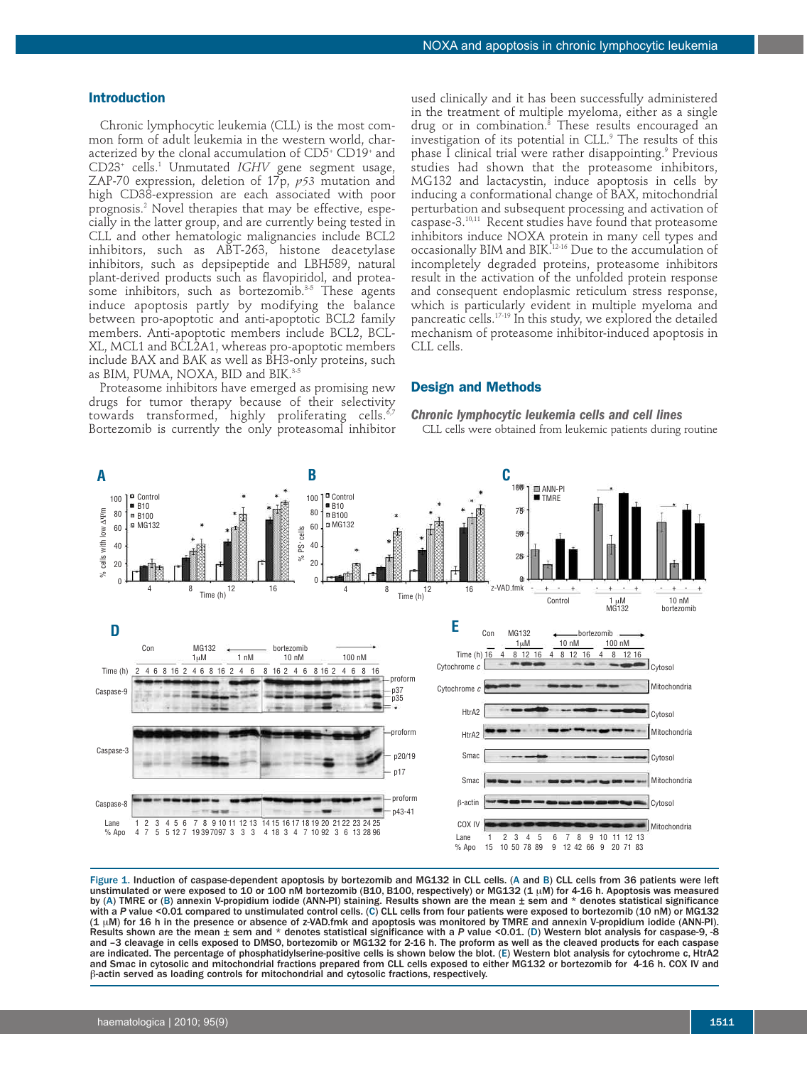## Introduction

Chronic lymphocytic leukemia (CLL) is the most common form of adult leukemia in the western world, characterized by the clonal accumulation of CD5+ CD19+ and CD23+ cells.[1] Unmutated *IGHV* gene segment usage, ZAP-70 expression, deletion of 17p, *p53* mutation and high CD38-expression are each associated with poor prognosis.[2] Novel therapies that may be effective, especially in the latter group, and are currently being tested in CLL and other hematologic malignancies include BCL2 inhibitors, such as ABT-263, histone deacetylase inhibitors, such as depsipeptide and LBH589, natural plant-derived products such as flavopiridol, and proteasome inhibitors, such as bortezomib.[3-5] These agents induce apoptosis partly by modifying the balance between pro-apoptotic and anti-apoptotic BCL2 family members. Anti-apoptotic members include BCL2, BCL-XL, MCL1 and BCL2A1, whereas pro-apoptotic members include BAX and BAK as well as BH3-only proteins, such as BIM, PUMA, NOXA, BID and BIK.[3-5]

Proteasome inhibitors have emerged as promising new drugs for tumor therapy because of their selectivity towards transformed, highly proliferating cells.[6,7] Bortezomib is currently the only proteasomal inhibitor used clinically and it has been successfully administered in the treatment of multiple myeloma, either as a single drug or in combination.[8] These results encouraged an investigation of its potential in CLL.[9] The results of this phase I clinical trial were rather disappointing.[9] Previous studies had shown that the proteasome inhibitors, MG132 and lactacystin, induce apoptosis in cells by inducing a conformational change of BAX, mitochondrial perturbation and subsequent processing and activation of caspase-3.[10,11] Recent studies have found that proteasome inhibitors induce NOXA protein in many cell types and occasionally BIM and BIK.[12-16] Due to the accumulation of incompletely degraded proteins, proteasome inhibitors result in the activation of the unfolded protein response and consequent endoplasmic reticulum stress response, which is particularly evident in multiple myeloma and pancreatic cells.[17-19] In this study, we explored the detailed mechanism of proteasome inhibitor-induced apoptosis in CLL cells.

## Design and Methods

### *Chronic lymphocytic leukemia cells and cell lines*

CLL cells were obtained from leukemic patients during routine

Figure 1. Induction of caspase-dependent apoptosis by bortezomib and MG132 in CLL cells. (A and B) CLL cells from 36 patients were left unstimulated or were exposed to 10 or 100 nM bortezomib (B10, B100, respectively) or MG132 (1 μM) for 4-16 h. Apoptosis was measured by (A) TMRE or (B) annexin V-propidium iodide (ANN-PI) staining. Results shown are the mean ± sem and * denotes statistical significance with a *P* value <0.01 compared to unstimulated control cells. (C) CLL cells from four patients were exposed to bortezomib (10 nM) or MG132 (1 μM) for 16 h in the presence or absence of z-VAD.fmk and apoptosis was monitored by TMRE and annexin V-propidium iodide (ANN-PI). Results shown are the mean ± sem and * denotes statistical significance with a *P* value <0.01. (D) Western blot analysis for caspase-9, -8 and –3 cleavage in cells exposed to DMSO, bortezomib or MG132 for 2-16 h. The proform as well as the cleaved products for each caspase are indicated. The percentage of phosphatidylserine-positive cells is shown below the blot. (E) Western blot analysis for cytochrome c, HtrA2 and Smac in cytosolic and mitochondrial fractions prepared from CLL cells exposed to either MG132 or bortezomib for 4-16 h. COX IV and β-actin served as loading controls for mitochondrial and cytosolic fractions, respectively.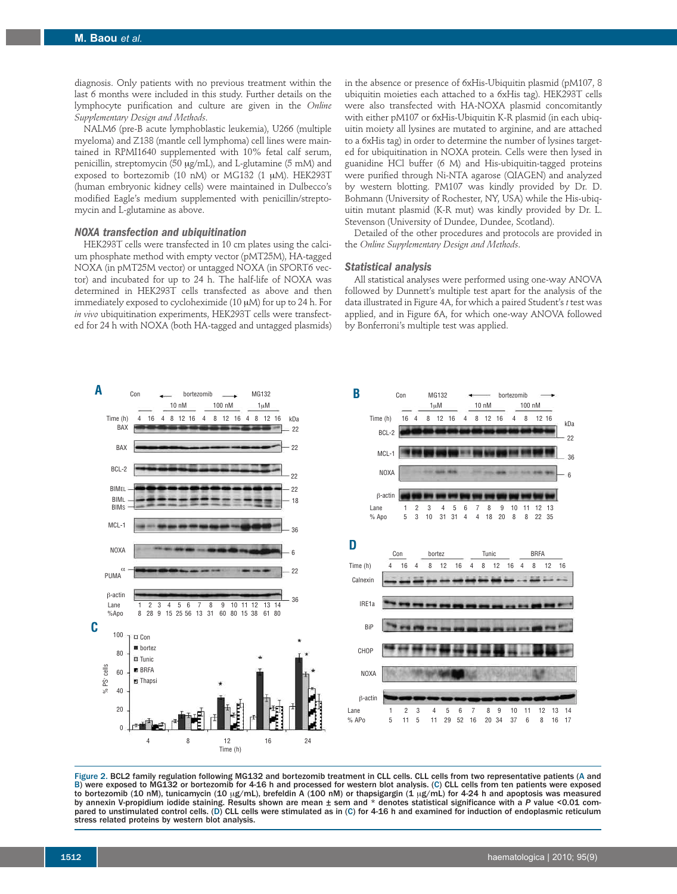diagnosis. Only patients with no previous treatment within the last 6 months were included in this study. Further details on the lymphocyte purification and culture are given in the *Online Supplementary Design and Methods*.

NALM6 (pre-B acute lymphoblastic leukemia), U266 (multiple myeloma) and Z138 (mantle cell lymphoma) cell lines were maintained in RPMI1640 supplemented with 10% fetal calf serum, penicillin, streptomycin (50 μg/mL), and L-glutamine (5 mM) and exposed to bortezomib (10 nM) or MG132 (1 μM). HEK293T (human embryonic kidney cells) were maintained in Dulbecco's modified Eagle's medium supplemented with penicillin/streptomycin and L-glutamine as above.

### NOXA transfection and ubiquitination

HEK293T cells were transfected in 10 cm plates using the calcium phosphate method with empty vector (pMT25M), HA-tagged NOXA (in pMT25M vector) or untagged NOXA (in SPORT6 vector) and incubated for up to 24 h. The half-life of NOXA was determined in HEK293T cells transfected as above and then immediately exposed to cycloheximide (10 μM) for up to 24 h. For *in vivo* ubiquitination experiments, HEK293T cells were transfected for 24 h with NOXA (both HA-tagged and untagged plasmids) in the absence or presence of 6xHis-Ubiquitin plasmid (pM107, 8 ubiquitin moieties each attached to a 6xHis tag). HEK293T cells were also transfected with HA-NOXA plasmid concomitantly with either pM107 or 6xHis-Ubiquitin K-R plasmid (in each ubiquitin moiety all lysines are mutated to arginine, and are attached to a 6xHis tag) in order to determine the number of lysines targeted for ubiquitination in NOXA protein. Cells were then lysed in guanidine HCl buffer (6 M) and His-ubiquitin-tagged proteins were purified through Ni-NTA agarose (QIAGEN) and analyzed by western blotting. PM107 was kindly provided by Dr. D. Bohmann (University of Rochester, NY, USA) while the His-ubiquitin mutant plasmid (K-R mut) was kindly provided by Dr. L. Stevenson (University of Dundee, Dundee, Scotland).

Detailed of the other procedures and protocols are provided in the *Online Supplementary Design and Methods*.

### Statistical analysis

All statistical analyses were performed using one-way ANOVA followed by Dunnett's multiple test apart for the analysis of the data illustrated in Figure 4A, for which a paired Student's *t* test was applied, and in Figure 6A, for which one-way ANOVA followed by Bonferroni's multiple test was applied.

Figure 2. BCL2 family regulation following MG132 and bortezomib treatment in CLL cells. CLL cells from two representative patients (A and B) were exposed to MG132 or bortezomib for 4-16 h and processed for western blot analysis. (C) CLL cells from ten patients were exposed to bortezomib (10 nM), tunicamycin (10 μg/mL), brefeldin A (100 nM) or thapsigargin (1 μg/mL) for 4-24 h and apoptosis was measured by annexin V-propidium iodide staining. Results shown are mean ± sem and * denotes statistical significance with a *P* value <0.01 compared to unstimulated control cells. (D) CLL cells were stimulated as in (C) for 4-16 h and examined for induction of endoplasmic reticulum stress related proteins by western blot analysis.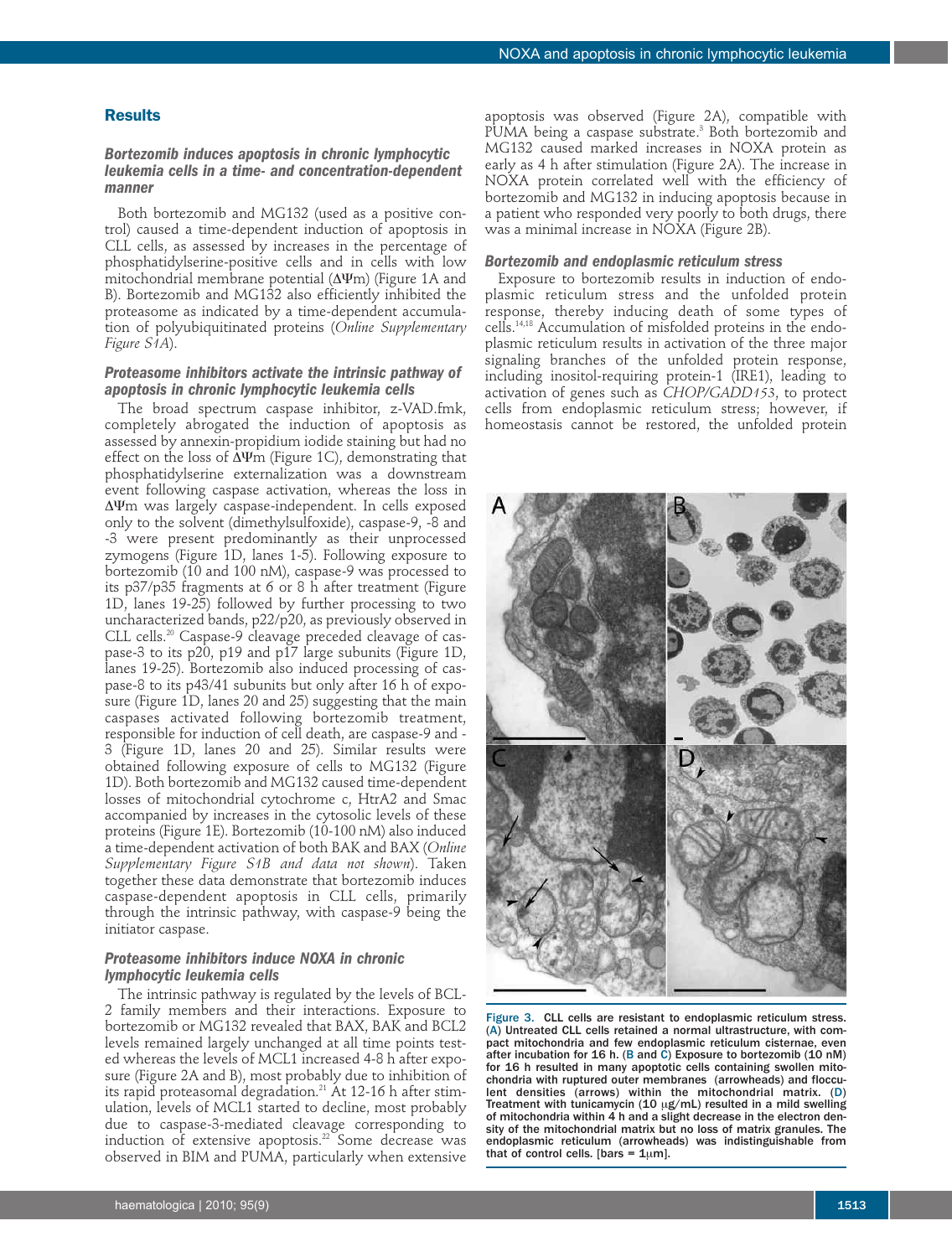## Results

### Bortezomib induces apoptosis in chronic lymphocytic leukemia cells in a time- and concentration-dependent manner

Both bortezomib and MG132 (used as a positive control) caused a time-dependent induction of apoptosis in CLL cells, as assessed by increases in the percentage of phosphatidylserine-positive cells and in cells with low mitochondrial membrane potential ($\Delta\Psi$m) (Figure 1A and B). Bortezomib and MG132 also efficiently inhibited the proteasome as indicated by a time-dependent accumulation of polyubiquitinated proteins (*Online Supplementary Figure S1A*).

### Proteasome inhibitors activate the intrinsic pathway of apoptosis in chronic lymphocytic leukemia cells

The broad spectrum caspase inhibitor, z-VAD.fmk, completely abrogated the induction of apoptosis as assessed by annexin-propidium iodide staining but had no effect on the loss of $\Delta\Psi$m (Figure 1C), demonstrating that phosphatidylserine externalization was a downstream event following caspase activation, whereas the loss in $\Delta\Psi$m was largely caspase-independent. In cells exposed only to the solvent (dimethylsulfoxide), caspase-9, -8 and -3 were present predominantly as their unprocessed zymogens (Figure 1D, lanes 1-5). Following exposure to bortezomib (10 and 100 nM), caspase-9 was processed to its p37/p35 fragments at 6 or 8 h after treatment (Figure 1D, lanes 19-25) followed by further processing to two uncharacterized bands, p22/p20, as previously observed in CLL cells.[20] Caspase-9 cleavage preceded cleavage of caspase-3 to its p20, p19 and p17 large subunits (Figure 1D, lanes 19-25). Bortezomib also induced processing of caspase-8 to its p43/41 subunits but only after 16 h of exposure (Figure 1D, lanes 20 and 25) suggesting that the main caspases activated following bortezomib treatment, responsible for induction of cell death, are caspase-9 and -3 (Figure 1D, lanes 20 and 25). Similar results were obtained following exposure of cells to MG132 (Figure 1D). Both bortezomib and MG132 caused time-dependent losses of mitochondrial cytochrome c, HtrA2 and Smac accompanied by increases in the cytosolic levels of these proteins (Figure 1E). Bortezomib (10-100 nM) also induced a time-dependent activation of both BAK and BAX (*Online Supplementary Figure S1B and data not shown*). Taken together these data demonstrate that bortezomib induces caspase-dependent apoptosis in CLL cells, primarily through the intrinsic pathway, with caspase-9 being the initiator caspase.

### Proteasome inhibitors induce NOXA in chronic lymphocytic leukemia cells

The intrinsic pathway is regulated by the levels of BCL-2 family members and their interactions. Exposure to bortezomib or MG132 revealed that BAX, BAK and BCL2 levels remained largely unchanged at all time points tested whereas the levels of MCL1 increased 4-8 h after exposure (Figure 2A and B), most probably due to inhibition of its rapid proteasomal degradation.[21] At 12-16 h after stimulation, levels of MCL1 started to decline, most probably due to caspase-3-mediated cleavage corresponding to induction of extensive apoptosis.[22] Some decrease was observed in BIM and PUMA, particularly when extensive apoptosis was observed (Figure 2A), compatible with PUMA being a caspase substrate.[3] Both bortezomib and MG132 caused marked increases in NOXA protein as early as 4 h after stimulation (Figure 2A). The increase in NOXA protein correlated well with the efficiency of bortezomib and MG132 in inducing apoptosis because in a patient who responded very poorly to both drugs, there was a minimal increase in NOXA (Figure 2B).

### Bortezomib and endoplasmic reticulum stress

Exposure to bortezomib results in induction of endoplasmic reticulum stress and the unfolded protein response, thereby inducing death of some types of cells.[14,18] Accumulation of misfolded proteins in the endoplasmic reticulum results in activation of the three major signaling branches of the unfolded protein response, including inositol-requiring protein-1 (IRE1), leading to activation of genes such as *CHOP/GADD153*, to protect cells from endoplasmic reticulum stress; however, if homeostasis cannot be restored, the unfolded protein

**Figure 3.** CLL cells are resistant to endoplasmic reticulum stress. (A) Untreated CLL cells retained a normal ultrastructure, with compact mitochondria and few endoplasmic reticulum cisternae, even after incubation for 16 h. (B and C) Exposure to bortezomib (10 nM) for 16 h resulted in many apoptotic cells containing swollen mitochondria with ruptured outer membranes (arrowheads) and flocculent densities (arrows) within the mitochondrial matrix. (D) Treatment with tunicamycin (10 $\mu$g/mL) resulted in a mild swelling of mitochondria within 4 h and a slight decrease in the electron density of the mitochondrial matrix but no loss of matrix granules. The endoplasmic reticulum (arrowheads) was indistinguishable from that of control cells. [bars = 1$\mu$m].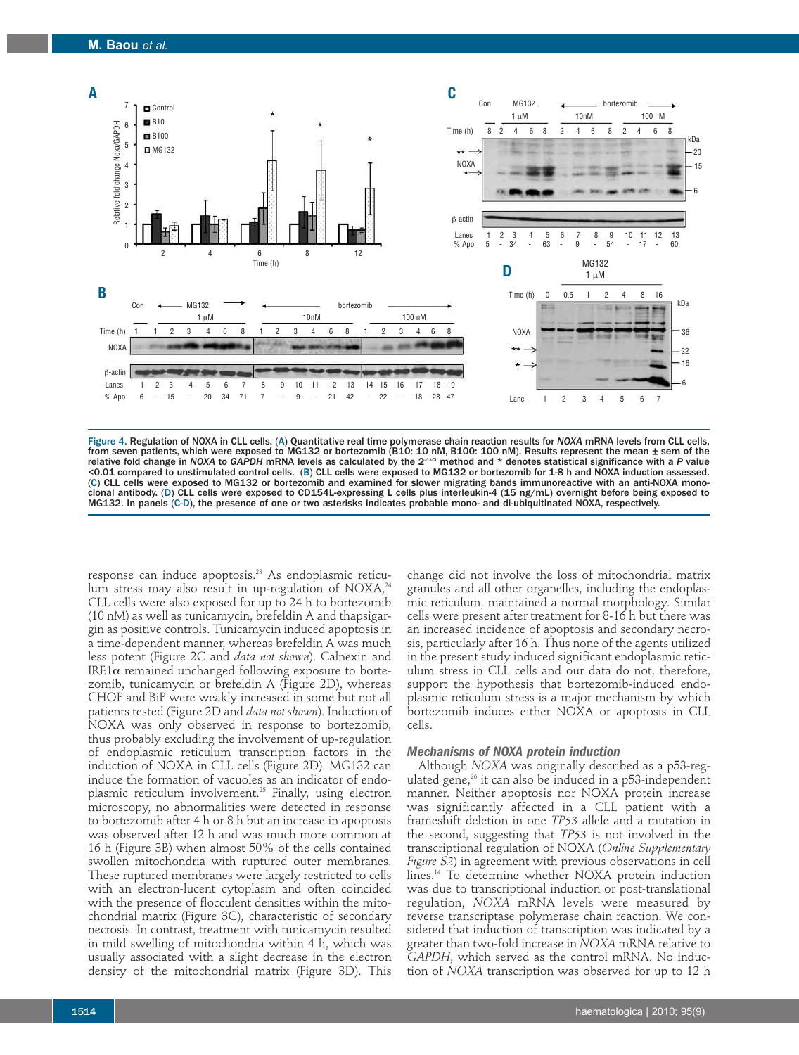**Figure 4. Regulation of NOXA in CLL cells.** (A) Quantitative real time polymerase chain reaction results for *NOXA* mRNA levels from CLL cells, from seven patients, which were exposed to MG132 or bortezomib (B10: 10 nM, B100: 100 nM). Results represent the mean ± sem of the relative fold change in *NOXA* to *GAPDH* mRNA levels as calculated by the $2^{-\Delta\Delta Ct}$ method and * denotes statistical significance with a *P* value <0.01 compared to unstimulated control cells. (B) CLL cells were exposed to MG132 or bortezomib for 1-8 h and NOXA induction assessed. (C) CLL cells were exposed to MG132 or bortezomib and examined for slower migrating bands immunoreactive with an anti-NOXA monoclonal antibody. (D) CLL cells were exposed to CD154L-expressing L cells plus interleukin-4 (15 ng/mL) overnight before being exposed to MG132. In panels (C-D), the presence of one or two asterisks indicates probable mono- and di-ubiquitinated NOXA, respectively.

response can induce apoptosis.[23] As endoplasmic reticulum stress may also result in up-regulation of NOXA,[24] CLL cells were also exposed for up to 24 h to bortezomib (10 nM) as well as tunicamycin, brefeldin A and thapsargin as positive controls. Tunicamycin induced apoptosis in a time-dependent manner, whereas brefeldin A was much less potent (Figure 2C and *data not shown*). Calnexin and IRE1α remained unchanged following exposure to bortezomib, tunicamycin or brefeldin A (Figure 2D), whereas CHOP and BiP were weakly increased in some but not all patients tested (Figure 2D and *data not shown*). Induction of NOXA was only observed in response to bortezomib, thus probably excluding the involvement of up-regulation of endoplasmic reticulum transcription factors in the induction of NOXA in CLL cells (Figure 2D). MG132 can induce the formation of vacuoles as an indicator of endoplasmic reticulum involvement.[25] Finally, using electron microscopy, no abnormalities were detected in response to bortezomib after 4 h or 8 h but an increase in apoptosis was observed after 12 h and was much more common at 16 h (Figure 3B) when almost 50% of the cells contained swollen mitochondria with ruptured outer membranes. These ruptured membranes were largely restricted to cells with an electron-lucent cytoplasm and often coincided with the presence of flocculent densities within the mitochondrial matrix (Figure 3C), characteristic of secondary necrosis. In contrast, treatment with tunicamycin resulted in mild swelling of mitochondria within 4 h, which was usually associated with a slight decrease in the electron density of the mitochondrial matrix (Figure 3D). This change did not involve the loss of mitochondrial matrix granules and all other organelles, including the endoplasmic reticulum, maintained a normal morphology. Similar cells were present after treatment for 8-16 h but there was an increased incidence of apoptosis and secondary necrosis, particularly after 16 h. Thus none of the agents utilized in the present study induced significant endoplasmic reticulum stress in CLL cells and our data do not, therefore, support the hypothesis that bortezomib-induced endoplasmic reticulum stress is a major mechanism by which bortezomib induces either NOXA or apoptosis in CLL cells.

### Mechanisms of NOXA protein induction

Although *NOXA* was originally described as a p53-regulated gene,[26] it can also be induced in a p53-independent manner. Neither apoptosis nor NOXA protein increase was significantly affected in a CLL patient with a frameshift deletion in one *TP53* allele and a mutation in the second, suggesting that *TP53* is not involved in the transcriptional regulation of NOXA (*Online Supplementary Figure S2*) in agreement with previous observations in cell lines.[14] To determine whether NOXA protein induction was due to transcriptional induction or post-translational regulation, *NOXA* mRNA levels were measured by reverse transcriptase polymerase chain reaction. We considered that induction of transcription was indicated by a greater than two-fold increase in *NOXA* mRNA relative to *GAPDH*, which served as the control mRNA. No induction of *NOXA* transcription was observed for up to 12 h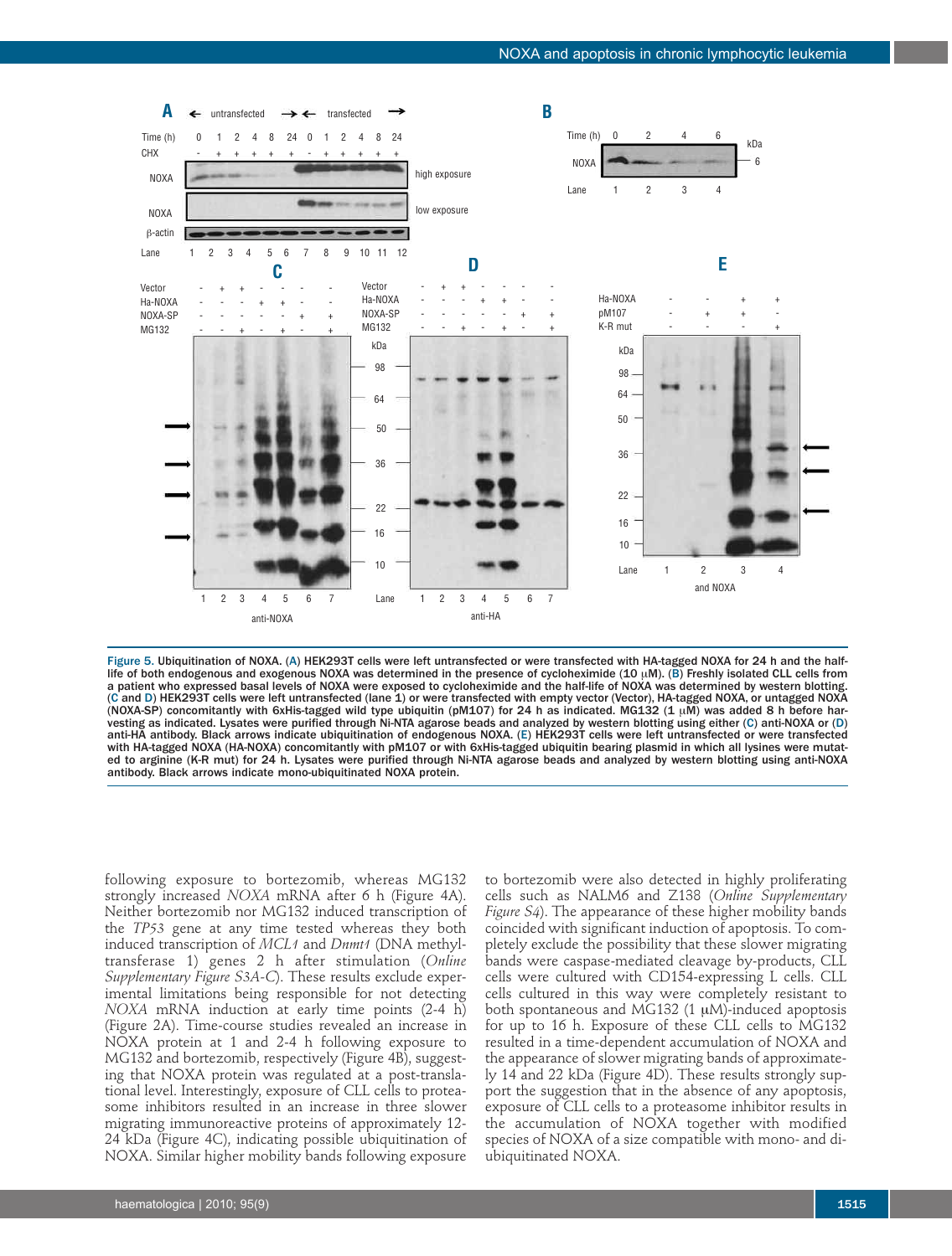**Figure 5. Ubiquitination of NOXA.** (A) HEK293T cells were left untransfected or were transfected with HA-tagged NOXA for 24 h and the half-life of both endogenous and exogenous NOXA was determined in the presence of cycloheximide (10 μM). (B) Freshly isolated CLL cells from a patient who expressed basal levels of NOXA were exposed to cycloheximide and the half-life of NOXA was determined by western blotting. (C and D) HEK293T cells were left untransfected (lane 1) or were transfected with empty vector (Vector), HA-tagged NOXA, or untagged NOXA (NOXA-SP) concomitantly with 6xHis-tagged wild type ubiquitin (pM107) for 24 h as indicated. MG132 (1 μM) was added 8 h before harvesting as indicated. Lysates were purified through Ni-NTA agarose beads and analyzed by western blotting using either (C) anti-NOXA or (D) anti-HA antibody. Black arrows indicate ubiquitination of endogenous NOXA. (E) HEK293T cells were left untransfected or were transfected with HA-tagged NOXA (HA-NOXA) concomitantly with pM107 or with 6xHis-tagged ubiquitin bearing plasmid in which all lysines were mutated to arginine (K-R mut) for 24 h. Lysates were purified through Ni-NTA agarose beads and analyzed by western blotting using anti-NOXA antibody. Black arrows indicate mono-ubiquitinated NOXA protein.

following exposure to bortezomib, whereas MG132 strongly increased *NOXA* mRNA after 6 h (Figure 4A). Neither bortezomib nor MG132 induced transcription of the *TP53* gene at any time tested whereas they both induced transcription of *MCL1* and *Dnmt1* (DNA methyltransferase 1) genes 2 h after stimulation (*Online Supplementary Figure S3A-C*). These results exclude experimental limitations being responsible for not detecting *NOXA* mRNA induction at early time points (2-4 h) (Figure 2A). Time-course studies revealed an increase in NOXA protein at 1 and 2-4 h following exposure to MG132 and bortezomib, respectively (Figure 4B), suggesting that NOXA protein was regulated at a post-translational level. Interestingly, exposure of CLL cells to proteasome inhibitors resulted in an increase in three slower migrating immunoreactive proteins of approximately 12-24 kDa (Figure 4C), indicating possible ubiquitination of NOXA. Similar higher mobility bands following exposure to bortezomib were also detected in highly proliferating cells such as NALM6 and Z138 (*Online Supplementary Figure S4*). The appearance of these higher mobility bands coincided with significant induction of apoptosis. To completely exclude the possibility that these slower migrating bands were caspase-mediated cleavage by-products, CLL cells were cultured with CD154-expressing L cells. CLL cells cultured in this way were completely resistant to both spontaneous and MG132 (1 μM)-induced apoptosis for up to 16 h. Exposure of these CLL cells to MG132 resulted in a time-dependent accumulation of NOXA and the appearance of slower migrating bands of approximately 14 and 22 kDa (Figure 4D). These results strongly support the suggestion that in the absence of any apoptosis, exposure of CLL cells to a proteasome inhibitor results in the accumulation of NOXA together with modified species of NOXA of a size compatible with mono- and di-ubiquitinated NOXA.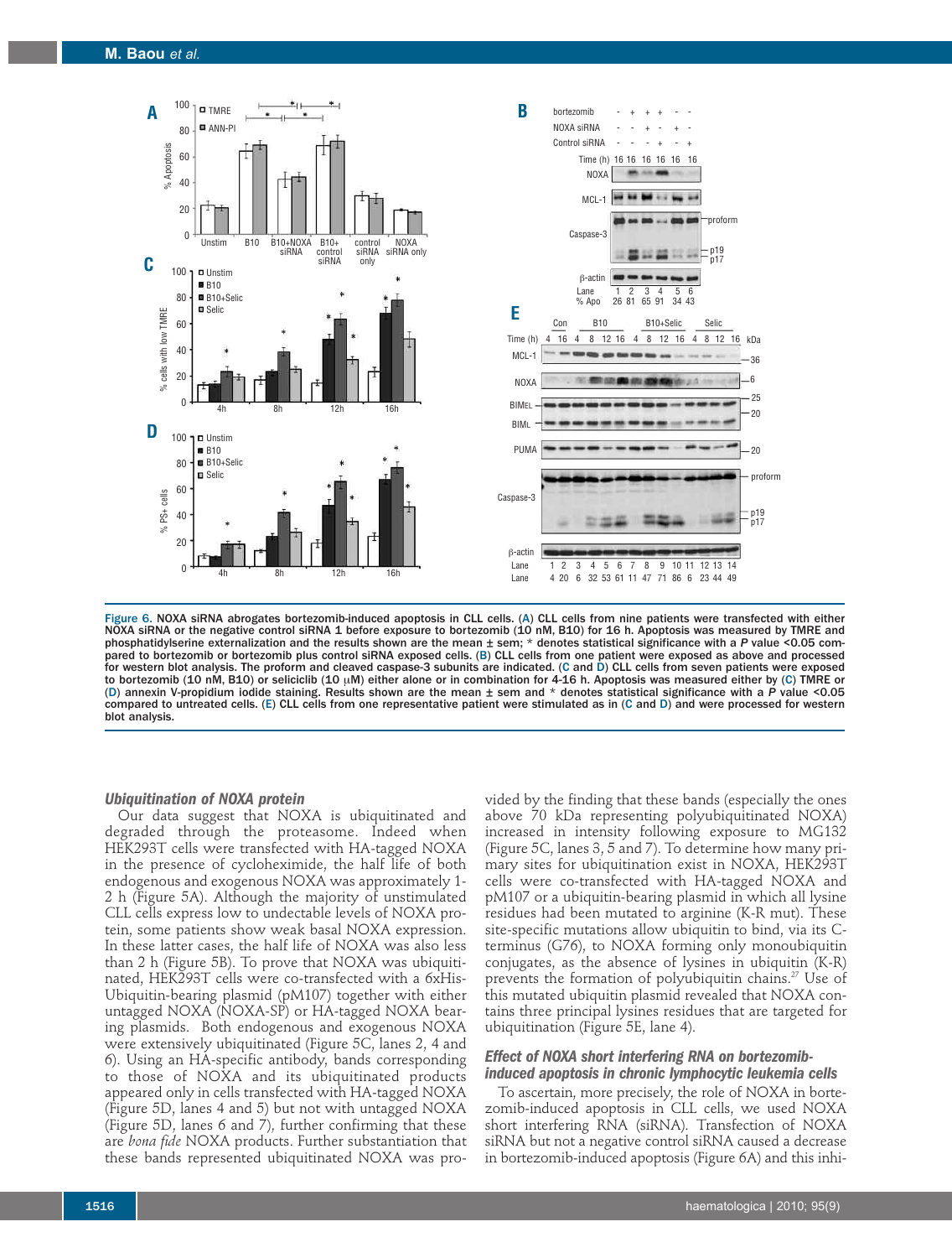**Figure 6.** NOXA siRNA abrogates bortezomib-induced apoptosis in CLL cells. (A) CLL cells from nine patients were transfected with either NOXA siRNA or the negative control siRNA 1 before exposure to bortezomib (10 nM, B10) for 16 h. Apoptosis was measured by TMRE and phosphatidylserine externalization and the results shown are the mean ± sem; * denotes statistical significance with a *P* value <0.05 compared to bortezomib or bortezomib plus control siRNA exposed cells. (B) CLL cells from one patient were exposed as above and processed for western blot analysis. The proform and cleaved caspase-3 subunits are indicated. (C and D) CLL cells from seven patients were exposed to bortezomib (10 nM, B10) or seliciclib (10 μM) either alone or in combination for 4-16 h. Apoptosis was measured either by (C) TMRE or (D) annexin V-propidium iodide staining. Results shown are the mean ± sem and * denotes statistical significance with a *P* value <0.05 compared to untreated cells. (E) CLL cells from one representative patient were stimulated as in (C and D) and were processed for western blot analysis.

### *Ubiquitination of NOXA protein*

Our data suggest that NOXA is ubiquitinated and degraded through the proteasome. Indeed when HEK293T cells were transfected with HA-tagged NOXA in the presence of cycloheximide, the half life of both endogenous and exogenous NOXA was approximately 1-2 h (Figure 5A). Although the majority of unstimulated CLL cells express low to undectable levels of NOXA protein, some patients show weak basal NOXA expression. In these latter cases, the half life of NOXA was also less than 2 h (Figure 5B). To prove that NOXA was ubiquitinated, HEK293T cells were co-transfected with a 6xHis-Ubiquitin-bearing plasmid (pM107) together with either untagged NOXA (NOXA-SP) or HA-tagged NOXA bearing plasmids. Both endogenous and exogenous NOXA were extensively ubiquitinated (Figure 5C, lanes 2, 4 and 6). Using an HA-specific antibody, bands corresponding to those of NOXA and its ubiquitinated products appeared only in cells transfected with HA-tagged NOXA (Figure 5D, lanes 4 and 5) but not with untagged NOXA (Figure 5D, lanes 6 and 7), further confirming that these are *bona fide* NOXA products. Further substantiation that these bands represented ubiquitinated NOXA was provided by the finding that these bands (especially the ones above 70 kDa representing polyubiquitinated NOXA) increased in intensity following exposure to MG132 (Figure 5C, lanes 3, 5 and 7). To determine how many primary sites for ubiquitination exist in NOXA, HEK293T cells were co-transfected with HA-tagged NOXA and pM107 or a ubiquitin-bearing plasmid in which all lysine residues had been mutated to arginine (K-R mut). These site-specific mutations allow ubiquitin to bind, via its C-terminus (G76), to NOXA forming only monoubiquitin conjugates, as the absence of lysines in ubiquitin (K-R) prevents the formation of polyubiquitin chains.[27] Use of this mutated ubiquitin plasmid revealed that NOXA contains three principal lysines residues that are targeted for ubiquitination (Figure 5E, lane 4).

### *Effect of NOXA short interfering RNA on bortezomib-induced apoptosis in chronic lymphocytic leukemia cells*

To ascertain, more precisely, the role of NOXA in bortezomib-induced apoptosis in CLL cells, we used NOXA short interfering RNA (siRNA). Transfection of NOXA siRNA but not a negative control siRNA caused a decrease in bortezomib-induced apoptosis (Figure 6A) and this inhi-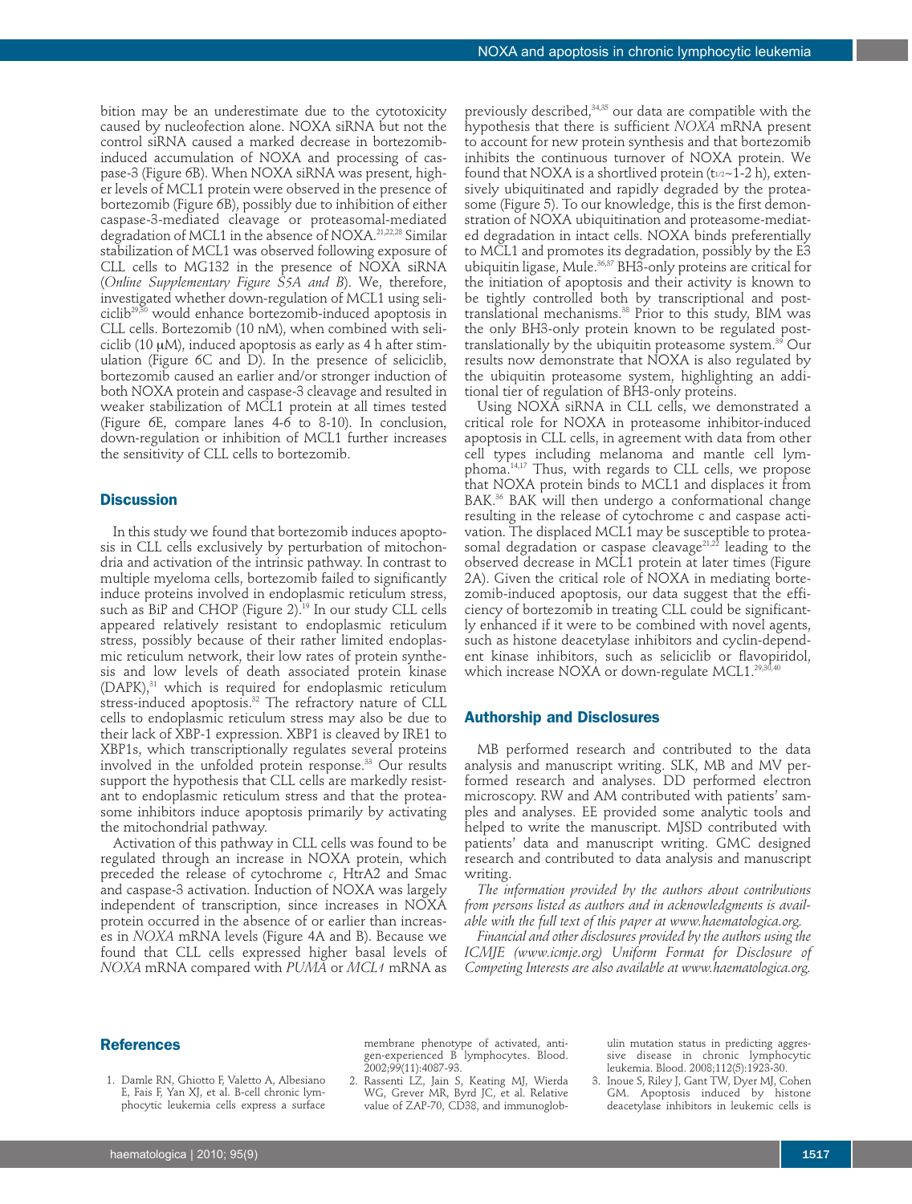bition may be an underestimate due to the cytotoxicity caused by nucleofection alone. NOXA siRNA but not the control siRNA caused a marked decrease in bortezomib-induced accumulation of NOXA and processing of caspase-3 (Figure 6B). When NOXA siRNA was present, higher levels of MCL1 protein were observed in the presence of bortezomib (Figure 6B), possibly due to inhibition of either caspase-3-mediated cleavage or proteasomal-mediated degradation of MCL1 in the absence of NOXA.[21,22,28] Similar stabilization of MCL1 was observed following exposure of CLL cells to MG132 in the presence of NOXA siRNA (*Online Supplementary Figure S5A and B*). We, therefore, investigated whether down-regulation of MCL1 using seliciclib[29,30] would enhance bortezomib-induced apoptosis in CLL cells. Bortezomib (10 nM), when combined with seliciclib (10 μM), induced apoptosis as early as 4 h after stimulation (Figure 6C and D). In the presence of seliciclib, bortezomib caused an earlier and/or stronger induction of both NOXA protein and caspase-3 cleavage and resulted in weaker stabilization of MCL1 protein at all times tested (Figure 6E, compare lanes 4-6 to 8-10). In conclusion, down-regulation or inhibition of MCL1 further increases the sensitivity of CLL cells to bortezomib.

## Discussion

In this study we found that bortezomib induces apoptosis in CLL cells exclusively by perturbation of mitochondria and activation of the intrinsic pathway. In contrast to multiple myeloma cells, bortezomib failed to significantly induce proteins involved in endoplasmic reticulum stress, such as BiP and CHOP (Figure 2).[19] In our study CLL cells appeared relatively resistant to endoplasmic reticulum stress, possibly because of their rather limited endoplasmic reticulum network, their low rates of protein synthesis and low levels of death associated protein kinase (DAPK),[31] which is required for endoplasmic reticulum stress-induced apoptosis.[32] The refractory nature of CLL cells to endoplasmic reticulum stress may also be due to their lack of XBP-1 expression. XBP1 is cleaved by IRE1 to XBP1s, which transcriptionally regulates several proteins involved in the unfolded protein response.[33] Our results support the hypothesis that CLL cells are markedly resistant to endoplasmic reticulum stress and that the proteasome inhibitors induce apoptosis primarily by activating the mitochondrial pathway.

Activation of this pathway in CLL cells was found to be regulated through an increase in NOXA protein, which preceded the release of cytochrome *c*, HtrA2 and Smac and caspase-3 activation. Induction of NOXA was largely independent of transcription, since increases in NOXA protein occurred in the absence of or earlier than increases in *NOXA* mRNA levels (Figure 4A and B). Because we found that CLL cells expressed higher basal levels of *NOXA* mRNA compared with *PUMA* or *MCL1* mRNA as previously described,[34,35] our data are compatible with the hypothesis that there is sufficient *NOXA* mRNA present to account for new protein synthesis and that bortezomib inhibits the continuous turnover of NOXA protein. We found that NOXA is a shortlived protein ($t_{1/2}$~1-2 h), extensively ubiquitinated and rapidly degraded by the proteasome (Figure 5). To our knowledge, this is the first demonstration of NOXA ubiquitination and proteasome-mediated degradation in intact cells. NOXA binds preferentially to MCL1 and promotes its degradation, possibly by the E3 ubiquitin ligase, Mule.[36,37] BH3-only proteins are critical for the initiation of apoptosis and their activity is known to be tightly controlled both by transcriptional and post-translational mechanisms.[38] Prior to this study, BIM was the only BH3-only protein known to be regulated post-translationally by the ubiquitin proteasome system.[39] Our results now demonstrate that NOXA is also regulated by the ubiquitin proteasome system, highlighting an additional tier of regulation of BH3-only proteins.

Using NOXA siRNA in CLL cells, we demonstrated a critical role for NOXA in proteasome inhibitor-induced apoptosis in CLL cells, in agreement with data from other cell types including melanoma and mantle cell lymphoma.[14,17] Thus, with regards to CLL cells, we propose that NOXA protein binds to MCL1 and displaces it from BAK.[36] BAK will then undergo a conformational change resulting in the release of cytochrome c and caspase activation. The displaced MCL1 may be susceptible to proteasomal degradation or caspase cleavage[21,22] leading to the observed decrease in MCL1 protein at later times (Figure 2A). Given the critical role of NOXA in mediating bortezomib-induced apoptosis, our data suggest that the efficiency of bortezomib in treating CLL could be significantly enhanced if it were to be combined with novel agents, such as histone deacetylase inhibitors and cyclin-dependent kinase inhibitors, such as seliciclib or flavopiridol, which increase NOXA or down-regulate MCL1.[29,30,40]

## Authorship and Disclosures

MB performed research and contributed to the data analysis and manuscript writing. SLK, MB and MV performed research and analyses. DD performed electron microscopy. RW and AM contributed with patients' samples and analyses. EE provided some analytic tools and helped to write the manuscript. MJSD contributed with patients' data and manuscript writing. GMC designed research and contributed to data analysis and manuscript writing.

*The information provided by the authors about contributions from persons listed as authors and in acknowledgments is available with the full text of this paper at www.haematologica.org.*

*Financial and other disclosures provided by the authors using the ICMJE (www.icmje.org) Uniform Format for Disclosure of Competing Interests are also available at www.haematologica.org.*

## References

1. Damle RN, Ghiotto F, Valetto A, Albesiano E, Fais F, Yan XJ, et al. B-cell chronic lymphocytic leukemia cells express a surface membrane phenotype of activated, antigen-experienced B lymphocytes. Blood. 2002;99(11):4087-93.
2. Rassenti LZ, Jain S, Keating MJ, Wierda WG, Grever MR, Byrd JC, et al. Relative value of ZAP-70, CD38, and immunoglobulin mutation status in predicting aggressive disease in chronic lymphocytic leukemia. Blood. 2008;112(5):1923-30.
3. Inoue S, Riley J, Gant TW, Dyer MJ, Cohen GM. Apoptosis induced by histone deacetylase inhibitors in leukemic cells is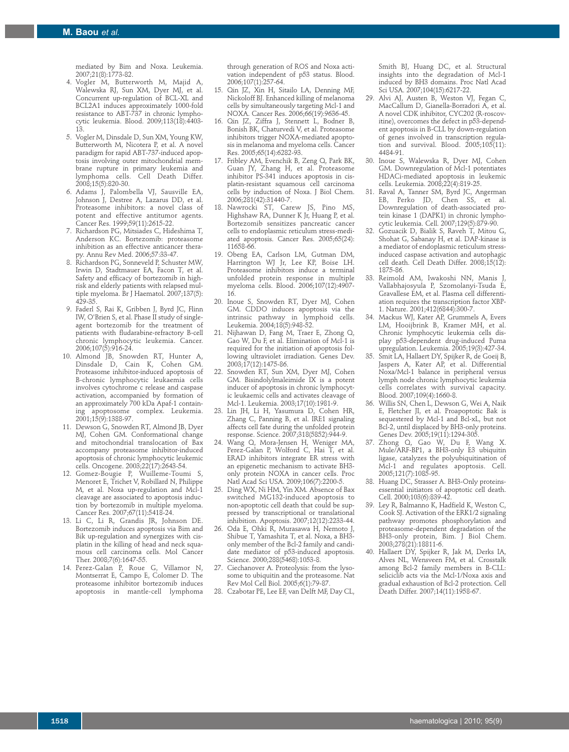mediated by Bim and Noxa. Leukemia. 2007;21(8):1773-82.

4. Vogler M, Butterworth M, Majid A, Walewska RJ, Sun XM, Dyer MJ, et al. Concurrent up-regulation of BCL-XL and BCL2A1 induces approximately 1000-fold resistance to ABT-737 in chronic lymphocytic leukemia. Blood. 2009;113(18):4403-13.
5. Vogler M, Dinsdale D, Sun XM, Young KW, Butterworth M, Nicotera P, et al. A novel paradigm for rapid ABT-737-induced apoptosis involving outer mitochondrial membrane rupture in primary leukemia and lymphoma cells. Cell Death Differ. 2008;15(5):820-30.
6. Adams J, Palombella VJ, Sausville EA, Johnson J, Destree A, Lazarus DD, et al. Proteasome inhibitors: a novel class of potent and effective antitumor agents. Cancer Res. 1999;59(11):2615-22.
7. Richardson PG, Mitsiades C, Hideshima T, Anderson KC. Bortezomib: proteasome inhibition as an effective anticancer therapy. Annu Rev Med. 2006;57:33-47.
8. Richardson PG, Sonneveld P, Schuster MW, Irwin D, Stadtmauer EA, Facon T, et al. Safety and efficacy of bortezomib in high-risk and elderly patients with relapsed multiple myeloma. Br J Haematol. 2007;137(5):429-35.
9. Faderl S, Rai K, Gribben J, Byrd JC, Flinn IW, O'Brien S, et al. Phase II study of single-agent bortezomib for the treatment of patients with fludarabine-refractory B-cell chronic lymphocytic leukemia. Cancer. 2006;107(5):916-24.
10. Almond JB, Snowden RT, Hunter A, Dinsdale D, Cain K, Cohen GM. Proteasome inhibitor-induced apoptosis of B-chronic lymphocytic leukaemia cells involves cytochrome c release and caspase activation, accompanied by formation of an approximately 700 kDa Apaf-1 containing apoptosome complex. Leukemia. 2001;15(9):1388-97.
11. Dewson G, Snowden RT, Almond JB, Dyer MJ, Cohen GM. Conformational change and mitochondrial translocation of Bax accompany proteasome inhibitor-induced apoptosis of chronic lymphocytic leukemic cells. Oncogene. 2003;22(17):2643-54.
12. Gomez-Bougie P, Wuilleme-Toumi S, Menoret E, Trichet V, Robillard N, Philippe M, et al. Noxa up-regulation and Mcl-1 cleavage are associated to apoptosis induction by bortezomib in multiple myeloma. Cancer Res. 2007;67(11):5418-24.
13. Li C, Li R, Grandis JR, Johnson DE. Bortezomib induces apoptosis via Bim and Bik up-regulation and synergizes with cisplatin in the killing of head and neck squamous cell carcinoma cells. Mol Cancer Ther. 2008;7(6):1647-55.
14. Perez-Galan P, Roue G, Villamor N, Montserrat E, Campo E, Colomer D. The proteasome inhibitor bortezomib induces apoptosis in mantle-cell lymphoma through generation of ROS and Noxa activation independent of p53 status. Blood. 2006;107(1):257-64.
15. Qin JZ, Xin H, Sitailo LA, Denning MF, Nickoloff BJ. Enhanced killing of melanoma cells by simultaneously targeting Mcl-1 and NOXA. Cancer Res. 2006;66(19):9636-45.
16. Qin JZ, Ziffra J, Stennett L, Bodner B, Bonish BK, Chaturvedi V, et al. Proteasome inhibitors trigger NOXA-mediated apoptosis in melanoma and myeloma cells. Cancer Res. 2005;65(14):6282-93.
17. Fribley AM, Evenchik B, Zeng Q, Park BK, Guan JY, Zhang H, et al. Proteasome inhibitor PS-341 induces apoptosis in cisplatin-resistant squamous cell carcinoma cells by induction of Noxa. J Biol Chem. 2006;281(42):31440-7.
18. Nawrocki ST, Carew JS, Pino MS, Highshaw RA, Dunner K Jr, Huang P, et al. Bortezomib sensitizes pancreatic cancer cells to endoplasmic reticulum stress-mediated apoptosis. Cancer Res. 2005;65(24):11658-66.
19. Obeng EA, Carlson LM, Gutman DM, Harrington WJ Jr, Lee KP, Boise LH. Proteasome inhibitors induce a terminal unfolded protein response in multiple myeloma cells. Blood. 2006;107(12):4907-16.
20. Inoue S, Snowden RT, Dyer MJ, Cohen GM. CDDO induces apoptosis via the intrinsic pathway in lymphoid cells. Leukemia. 2004;18(5):948-52.
21. Nijhawan D, Fang M, Traer E, Zhong Q, Gao W, Du F, et al. Elimination of Mcl-1 is required for the initiation of apoptosis following ultraviolet irradiation. Genes Dev. 2003;17(12):1475-86.
22. Snowden RT, Sun XM, Dyer MJ, Cohen GM. Bisindolylmaleimide IX is a potent inducer of apoptosis in chronic lymphocytic leukaemic cells and activates cleavage of Mcl-1. Leukemia. 2003;17(10):1981-9.
23. Lin JH, Li H, Yasumura D, Cohen HR, Zhang C, Panning B, et al. IRE1 signaling affects cell fate during the unfolded protein response. Science. 2007;318(5852):944-9.
24. Wang Q, Mora-Jensen H, Weniger MA, Perez-Galan P, Wolford C, Hai T, et al. ERAD inhibitors integrate ER stress with an epigenetic mechanism to activate BH3-only protein NOXA in cancer cells. Proc Natl Acad Sci USA. 2009;106(7):2200-5.
25. Ding WX, Ni HM, Yin XM. Absence of Bax switched MG132-induced apoptosis to non-apoptotic cell death that could be suppressed by transcriptional or translational inhibition. Apoptosis. 2007;12(12):2233-44.
26. Oda E, Ohki R, Murasawa H, Nemoto J, Shibue T, Yamashita T, et al. Noxa, a BH3-only member of the Bcl-2 family and candidate mediator of p53-induced apoptosis. Science. 2000;288(5468):1053-8.
27. Ciechanover A. Proteolysis: from the lysosome to ubiquitin and the proteasome. Nat Rev Mol Cell Biol. 2005;6(1):79-87.
28. Czabotar PE, Lee EF, van Delft MF, Day CL, Smith BJ, Huang DC, et al. Structural insights into the degradation of Mcl-1 induced by BH3 domains. Proc Natl Acad Sci USA. 2007;104(15):6217-22.
29. Alvi AJ, Austen B, Weston VJ, Fegan C, MacCallum D, Gianella-Borradori A, et al. A novel CDK inhibitor, CYC202 (R-roscovitine), overcomes the defect in p53-dependent apoptosis in B-CLL by down-regulation of genes involved in transcription regulation and survival. Blood. 2005;105(11):4484-91.
30. Inoue S, Walewska R, Dyer MJ, Cohen GM. Downregulation of Mcl-1 potentiates HDACi-mediated apoptosis in leukemic cells. Leukemia. 2008;22(4):819-25.
31. Raval A, Tanner SM, Byrd JC, Angerman EB, Perko JD, Chen SS, et al. Downregulation of death-associated protein kinase 1 (DAPK1) in chronic lymphocytic leukemia. Cell. 2007;129(5):879-90.
32. Gozuacik D, Bialik S, Raveh T, Mitou G, Shohat G, Sabanay H, et al. DAP-kinase is a mediator of endoplasmic reticulum stress-induced caspase activation and autophagic cell death. Cell Death Differ. 2008;15(12):1875-86.
33. Reimold AM, Iwakoshi NN, Manis J, Vallabhajosyula P, Szomolanyi-Tsuda E, Gravallese EM, et al. Plasma cell differentiation requires the transcription factor XBP-1. Nature. 2001;412(6844):300-7.
34. Mackus WJ, Kater AP, Grummels A, Evers LM, Hooijbrink B, Kramer MH, et al. Chronic lymphocytic leukemia cells display p53-dependent drug-induced Puma upregulation. Leukemia. 2005;19(3):427-34.
35. Smit LA, Hallaert DY, Spijker R, de Goeij B, Jaspers A, Kater AP, et al. Differential Noxa/Mcl-1 balance in peripheral versus lymph node chronic lymphocytic leukemia cells correlates with survival capacity. Blood. 2007;109(4):1660-8.
36. Willis SN, Chen L, Dewson G, Wei A, Naik E, Fletcher JI, et al. Proapoptotic Bak is sequestered by Mcl-1 and Bcl-xL, but not Bcl-2, until displaced by BH3-only proteins. Genes Dev. 2005;19(11):1294-305.
37. Zhong Q, Gao W, Du F, Wang X. Mule/ARF-BP1, a BH3-only E3 ubiquitin ligase, catalyzes the polyubiquitination of Mcl-1 and regulates apoptosis. Cell. 2005;121(7):1085-95.
38. Huang DC, Strasser A. BH3-Only proteins-essential initiators of apoptotic cell death. Cell. 2000;103(6):839-42.
39. Ley R, Balmanno K, Hadfield K, Weston C, Cook SJ. Activation of the ERK1/2 signaling pathway promotes phosphorylation and proteasome-dependent degradation of the BH3-only protein, Bim. J Biol Chem. 2003;278(21):18811-6.
40. Hallaert DY, Spijker R, Jak M, Derks IA, Alves NL, Wensveen FM, et al. Crosstalk among Bcl-2 family members in B-CLL: seliciclib acts via the Mcl-1/Noxa axis and gradual exhaustion of Bcl-2 protection. Cell Death Differ. 2007;14(11):1958-67.